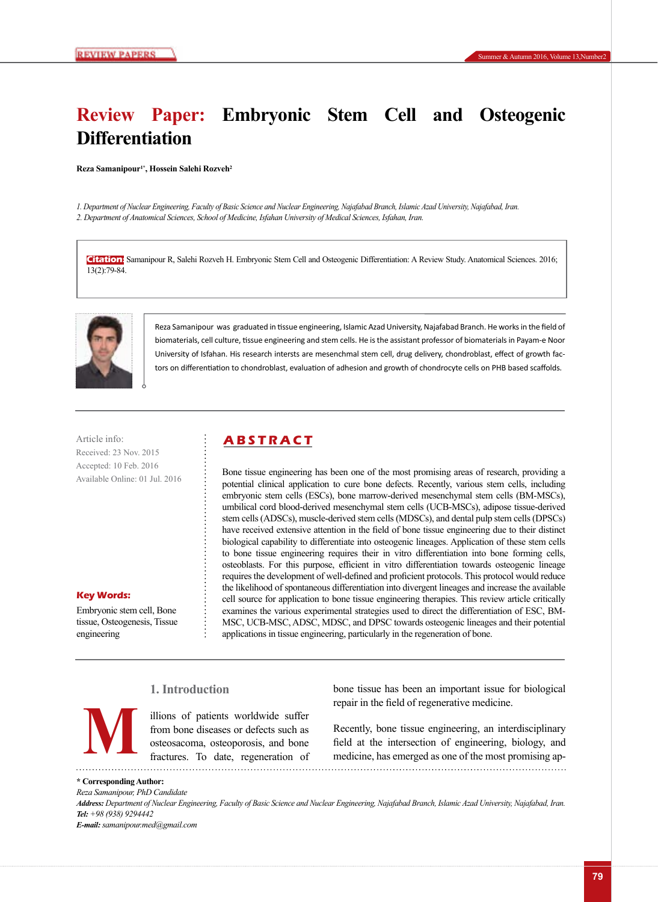# Review Paper: Embryonic Stem Cell and Osteogenic Differentiation

**Reza Samanipour[1*], Hossein Salehi Rozveh[2]**

*1. Department of Nuclear Engineering, Faculty of Basic Science and Nuclear Engineering, Najafabad Branch, Islamic Azad University, Najafabad, Iran.*
*2. Department of Anatomical Sciences, School of Medicine, Isfahan University of Medical Sciences, Isfahan, Iran.*

**Citation:** Samanipour R, Salehi Rozveh H. Embryonic Stem Cell and Osteogenic Differentiation: A Review Study. Anatomical Sciences. 2016; 13(2):79-84.

Reza Samanipour was graduated in tissue engineering, Islamic Azad University, Najafabad Branch. He works in the field of biomaterials, cell culture, tissue engineering and stem cells. He is the assistant professor of biomaterials in Payam-e Noor University of Isfahan. His research intersts are mesenchmal stem cell, drug delivery, chondroblast, effect of growth factors on differentiation to chondroblast, evaluation of adhesion and growth of chondrocyte cells on PHB based scaffolds.

Article info:
Received: 23 Nov. 2015
Accepted: 10 Feb. 2016
Available Online: 01 Jul. 2016

**Key Words:**
Embryonic stem cell, Bone tissue, Osteogenesis, Tissue engineering

## ABSTRACT

Bone tissue engineering has been one of the most promising areas of research, providing a potential clinical application to cure bone defects. Recently, various stem cells, including embryonic stem cells (ESCs), bone marrow-derived mesenchymal stem cells (BM-MSCs), umbilical cord blood-derived mesenchymal stem cells (UCB-MSCs), adipose tissue-derived stem cells (ADSCs), muscle-derived stem cells (MDSCs), and dental pulp stem cells (DPSCs) have received extensive attention in the field of bone tissue engineering due to their distinct biological capability to differentiate into osteogenic lineages. Application of these stem cells to bone tissue engineering requires their in vitro differentiation into bone forming cells, osteoblasts. For this purpose, efficient in vitro differentiation towards osteogenic lineage requires the development of well-defined and proficient protocols. This protocol would reduce the likelihood of spontaneous differentiation into divergent lineages and increase the available cell source for application to bone tissue engineering therapies. This review article critically examines the various experimental strategies used to direct the differentiation of ESC, BM-MSC, UCB-MSC, ADSC, MDSC, and DPSC towards osteogenic lineages and their potential applications in tissue engineering, particularly in the regeneration of bone.

## 1. Introduction

Millions of patients worldwide suffer from bone diseases or defects such as osteosacoma, osteoporosis, and bone fractures. To date, regeneration of bone tissue has been an important issue for biological repair in the field of regenerative medicine.

Recently, bone tissue engineering, an interdisciplinary field at the intersection of engineering, biology, and medicine, has emerged as one of the most promising ap-

**\* Corresponding Author:**
*Reza Samanipour, PhD Candidate*
***Address:*** *Department of Nuclear Engineering, Faculty of Basic Science and Nuclear Engineering, Najafabad Branch, Islamic Azad University, Najafabad, Iran.*
***Tel:*** *+98 (938) 9294442*
***E-mail:*** *samanipour.med@gmail.com*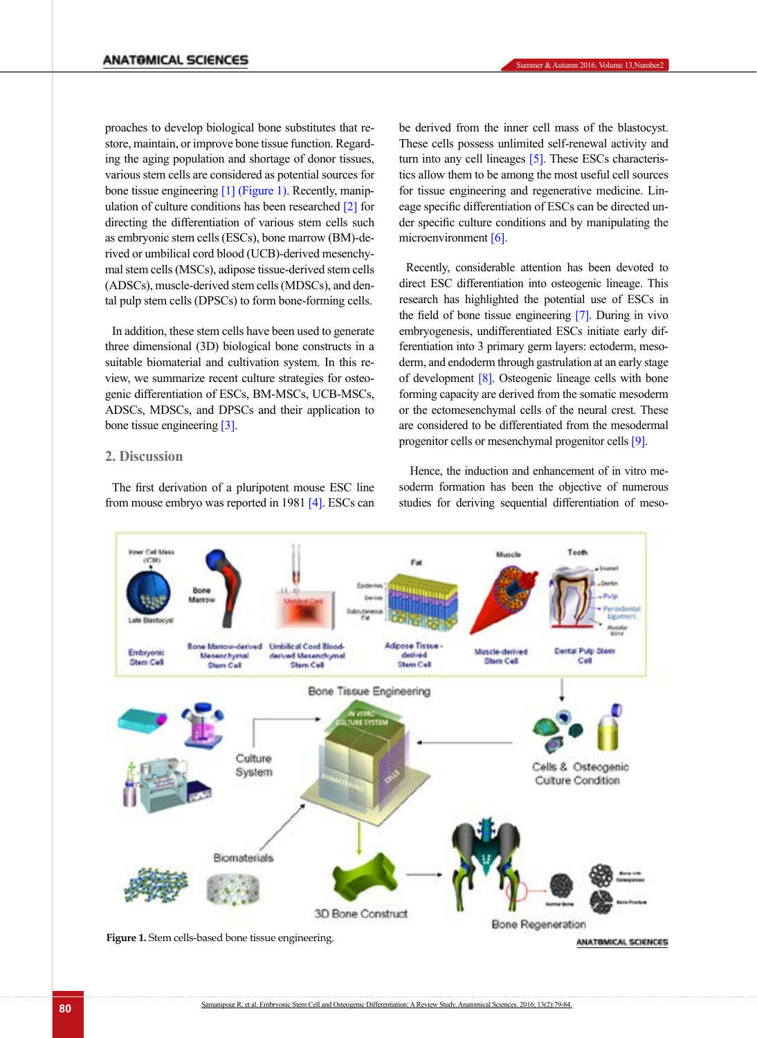proaches to develop biological bone substitutes that restore, maintain, or improve bone tissue function. Regarding the aging population and shortage of donor tissues, various stem cells are considered as potential sources for bone tissue engineering [1] (Figure 1). Recently, manipulation of culture conditions has been researched [2] for directing the differentiation of various stem cells such as embryonic stem cells (ESCs), bone marrow (BM)-derived or umbilical cord blood (UCB)-derived mesenchymal stem cells (MSCs), adipose tissue-derived stem cells (ADSCs), muscle-derived stem cells (MDSCs), and dental pulp stem cells (DPSCs) to form bone-forming cells.

In addition, these stem cells have been used to generate three dimensional (3D) biological bone constructs in a suitable biomaterial and cultivation system. In this review, we summarize recent culture strategies for osteogenic differentiation of ESCs, BM-MSCs, UCB-MSCs, ADSCs, MDSCs, and DPSCs and their application to bone tissue engineering [3].

## 2. Discussion

The first derivation of a pluripotent mouse ESC line from mouse embryo was reported in 1981 [4]. ESCs can be derived from the inner cell mass of the blastocyst. These cells possess unlimited self-renewal activity and turn into any cell lineages [5]. These ESCs characteristics allow them to be among the most useful cell sources for tissue engineering and regenerative medicine. Lineage specific differentiation of ESCs can be directed under specific culture conditions and by manipulating the microenvironment [6].

Recently, considerable attention has been devoted to direct ESC differentiation into osteogenic lineage. This research has highlighted the potential use of ESCs in the field of bone tissue engineering [7]. During in vivo embryogenesis, undifferentiated ESCs initiate early differentiation into 3 primary germ layers: ectoderm, mesoderm, and endoderm through gastrulation at an early stage of development [8]. Osteogenic lineage cells with bone forming capacity are derived from the somatic mesoderm or the ectomesenchymal cells of the neural crest. These are considered to be differentiated from the mesodermal progenitor cells or mesenchymal progenitor cells [9].

Hence, the induction and enhancement of in vitro mesoderm formation has been the objective of numerous studies for deriving sequential differentiation of meso-

**Figure 1.** Stem cells-based bone tissue engineering.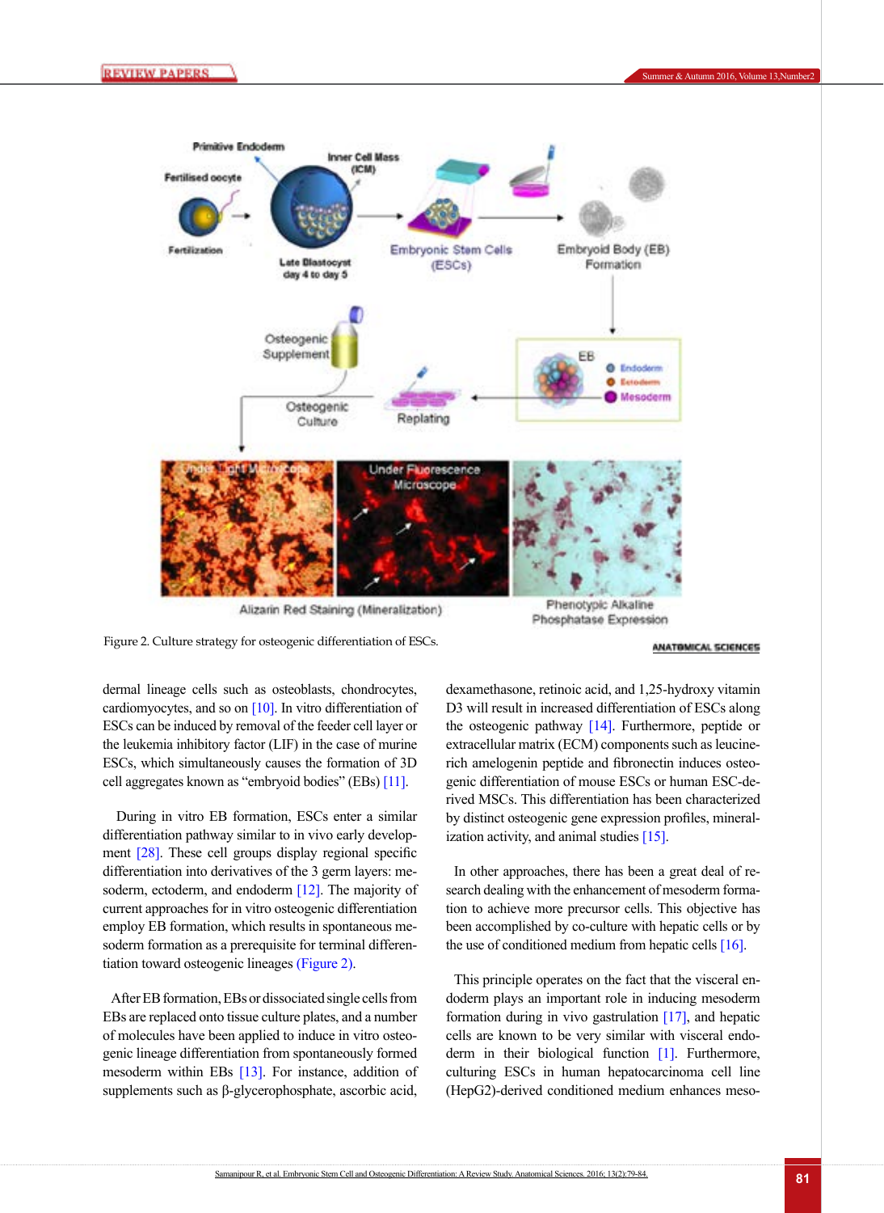Figure 2. Culture strategy for osteogenic differentiation of ESCs.

dermal lineage cells such as osteoblasts, chondrocytes, cardiomyocytes, and so on [10]. In vitro differentiation of ESCs can be induced by removal of the feeder cell layer or the leukemia inhibitory factor (LIF) in the case of murine ESCs, which simultaneously causes the formation of 3D cell aggregates known as "embryoid bodies" (EBs) [11].

During in vitro EB formation, ESCs enter a similar differentiation pathway similar to in vivo early development [28]. These cell groups display regional specific differentiation into derivatives of the 3 germ layers: mesoderm, ectoderm, and endoderm [12]. The majority of current approaches for in vitro osteogenic differentiation employ EB formation, which results in spontaneous mesoderm formation as a prerequisite for terminal differentiation toward osteogenic lineages (Figure 2).

After EB formation, EBs or dissociated single cells from EBs are replaced onto tissue culture plates, and a number of molecules have been applied to induce in vitro osteogenic lineage differentiation from spontaneously formed mesoderm within EBs [13]. For instance, addition of supplements such as β-glycerophosphate, ascorbic acid, dexamethasone, retinoic acid, and 1,25-hydroxy vitamin D3 will result in increased differentiation of ESCs along the osteogenic pathway [14]. Furthermore, peptide or extracellular matrix (ECM) components such as leucine-rich amelogenin peptide and fibronectin induces osteogenic differentiation of mouse ESCs or human ESC-derived MSCs. This differentiation has been characterized by distinct osteogenic gene expression profiles, mineralization activity, and animal studies [15].

In other approaches, there has been a great deal of research dealing with the enhancement of mesoderm formation to achieve more precursor cells. This objective has been accomplished by co-culture with hepatic cells or by the use of conditioned medium from hepatic cells [16].

This principle operates on the fact that the visceral endoderm plays an important role in inducing mesoderm formation during in vivo gastrulation [17], and hepatic cells are known to be very similar with visceral endoderm in their biological function [1]. Furthermore, culturing ESCs in human hepatocarcinoma cell line (HepG2)-derived conditioned medium enhances meso-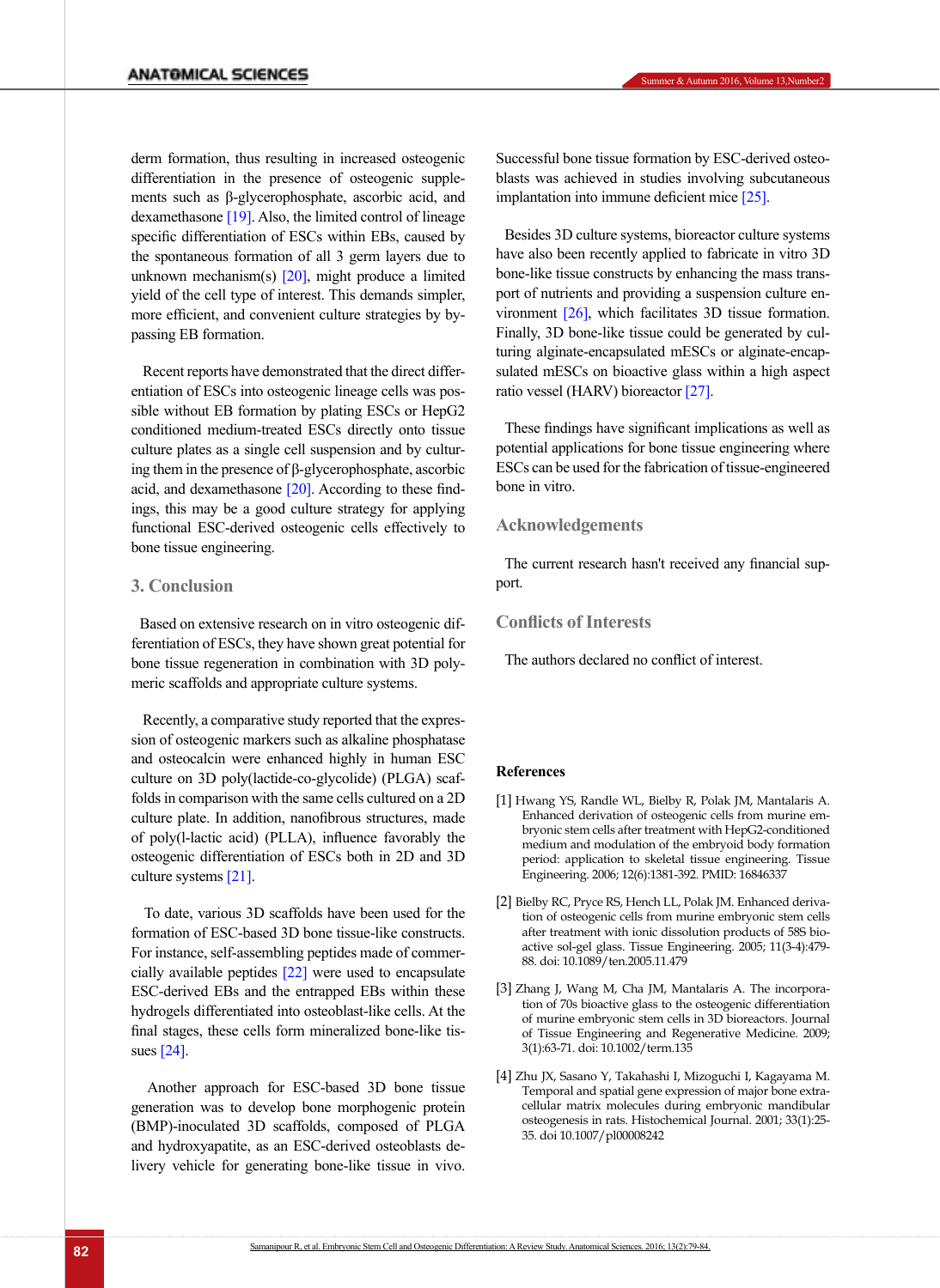derm formation, thus resulting in increased osteogenic differentiation in the presence of osteogenic supplements such as β-glycerophosphate, ascorbic acid, and dexamethasone [19]. Also, the limited control of lineage specific differentiation of ESCs within EBs, caused by the spontaneous formation of all 3 germ layers due to unknown mechanism(s) [20], might produce a limited yield of the cell type of interest. This demands simpler, more efficient, and convenient culture strategies by bypassing EB formation.

Recent reports have demonstrated that the direct differentiation of ESCs into osteogenic lineage cells was possible without EB formation by plating ESCs or HepG2 conditioned medium-treated ESCs directly onto tissue culture plates as a single cell suspension and by culturing them in the presence of β-glycerophosphate, ascorbic acid, and dexamethasone [20]. According to these findings, this may be a good culture strategy for applying functional ESC-derived osteogenic cells effectively to bone tissue engineering.

## 3. Conclusion

Based on extensive research on in vitro osteogenic differentiation of ESCs, they have shown great potential for bone tissue regeneration in combination with 3D polymeric scaffolds and appropriate culture systems.

Recently, a comparative study reported that the expression of osteogenic markers such as alkaline phosphatase and osteocalcin were enhanced highly in human ESC culture on 3D poly(lactide-co-glycolide) (PLGA) scaffolds in comparison with the same cells cultured on a 2D culture plate. In addition, nanofibrous structures, made of poly(l-lactic acid) (PLLA), influence favorably the osteogenic differentiation of ESCs both in 2D and 3D culture systems [21].

To date, various 3D scaffolds have been used for the formation of ESC-based 3D bone tissue-like constructs. For instance, self-assembling peptides made of commercially available peptides [22] were used to encapsulate ESC-derived EBs and the entrapped EBs within these hydrogels differentiated into osteoblast-like cells. At the final stages, these cells form mineralized bone-like tissues [24].

Another approach for ESC-based 3D bone tissue generation was to develop bone morphogenic protein (BMP)-inoculated 3D scaffolds, composed of PLGA and hydroxyapatite, as an ESC-derived osteoblasts delivery vehicle for generating bone-like tissue in vivo. Successful bone tissue formation by ESC-derived osteoblasts was achieved in studies involving subcutaneous implantation into immune deficient mice [25].

Besides 3D culture systems, bioreactor culture systems have also been recently applied to fabricate in vitro 3D bone-like tissue constructs by enhancing the mass transport of nutrients and providing a suspension culture environment [26], which facilitates 3D tissue formation. Finally, 3D bone-like tissue could be generated by culturing alginate-encapsulated mESCs or alginate-encapsulated mESCs on bioactive glass within a high aspect ratio vessel (HARV) bioreactor [27].

These findings have significant implications as well as potential applications for bone tissue engineering where ESCs can be used for the fabrication of tissue-engineered bone in vitro.

## Acknowledgements

The current research hasn't received any financial support.

## Conflicts of Interests

The authors declared no conflict of interest.

## References

[1] Hwang YS, Randle WL, Bielby R, Polak JM, Mantalaris A. Enhanced derivation of osteogenic cells from murine embryonic stem cells after treatment with HepG2-conditioned medium and modulation of the embryoid body formation period: application to skeletal tissue engineering. Tissue Engineering. 2006; 12(6):1381-392. PMID: 16846337

[2] Bielby RC, Pryce RS, Hench LL, Polak JM. Enhanced derivation of osteogenic cells from murine embryonic stem cells after treatment with ionic dissolution products of 58S bioactive sol-gel glass. Tissue Engineering. 2005; 11(3-4):479-88. doi: 10.1089/ten.2005.11.479

[3] Zhang J, Wang M, Cha JM, Mantalaris A. The incorporation of 70s bioactive glass to the osteogenic differentiation of murine embryonic stem cells in 3D bioreactors. Journal of Tissue Engineering and Regenerative Medicine. 2009; 3(1):63-71. doi: 10.1002/term.135

[4] Zhu JX, Sasano Y, Takahashi I, Mizoguchi I, Kagayama M. Temporal and spatial gene expression of major bone extracellular matrix molecules during embryonic mandibular osteogenesis in rats. Histochemical Journal. 2001; 33(1):25-35. doi 10.1007/pl00008242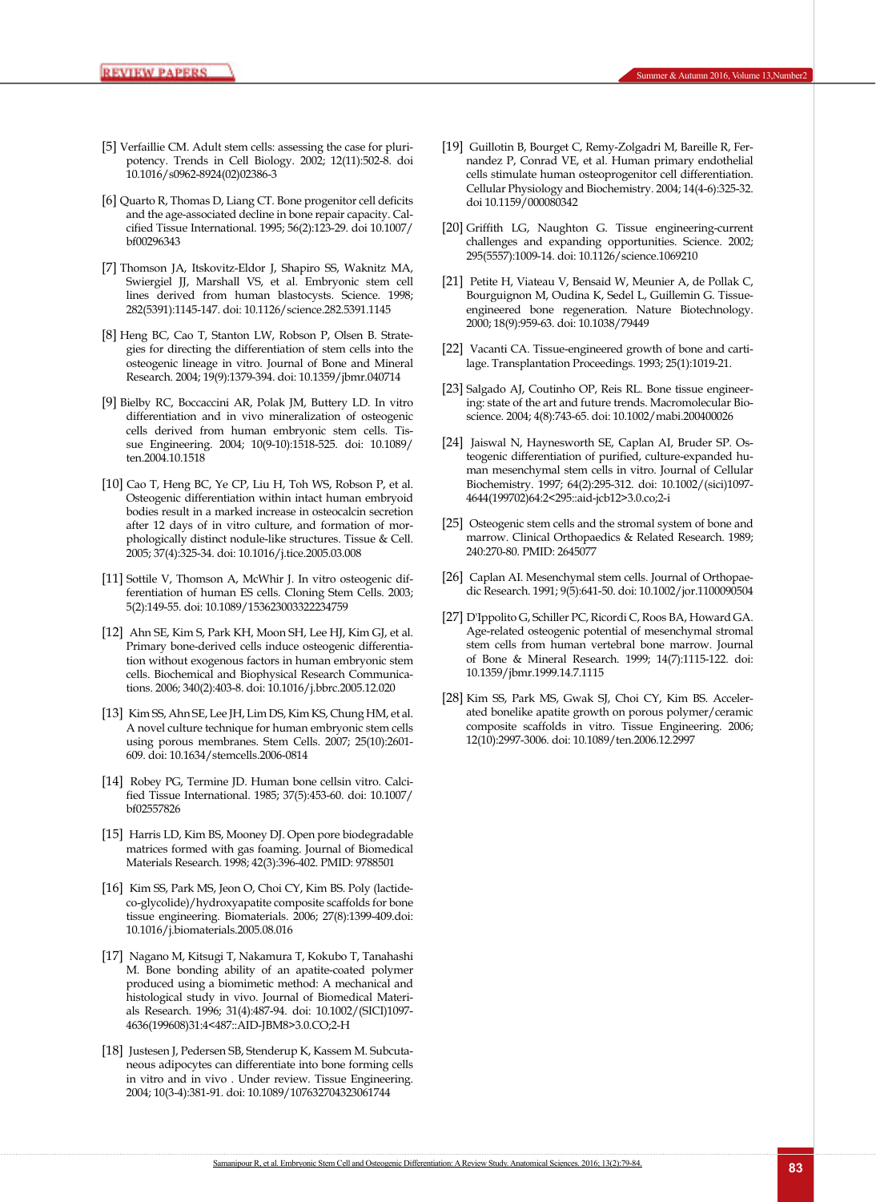[5] Verfaillie CM. Adult stem cells: assessing the case for pluripotency. Trends in Cell Biology. 2002; 12(11):502-8. doi 10.1016/s0962-8924(02)02386-3

[6] Quarto R, Thomas D, Liang CT. Bone progenitor cell deficits and the age-associated decline in bone repair capacity. Calcified Tissue International. 1995; 56(2):123-29. doi 10.1007/bf00296343

[7] Thomson JA, Itskovitz-Eldor J, Shapiro SS, Waknitz MA, Swiergiel JJ, Marshall VS, et al. Embryonic stem cell lines derived from human blastocysts. Science. 1998; 282(5391):1145-147. doi: 10.1126/science.282.5391.1145

[8] Heng BC, Cao T, Stanton LW, Robson P, Olsen B. Strategies for directing the differentiation of stem cells into the osteogenic lineage in vitro. Journal of Bone and Mineral Research. 2004; 19(9):1379-394. doi: 10.1359/jbmr.040714

[9] Bielby RC, Boccaccini AR, Polak JM, Buttery LD. In vitro differentiation and in vivo mineralization of osteogenic cells derived from human embryonic stem cells. Tissue Engineering. 2004; 10(9-10):1518-525. doi: 10.1089/ten.2004.10.1518

[10] Cao T, Heng BC, Ye CP, Liu H, Toh WS, Robson P, et al. Osteogenic differentiation within intact human embryoid bodies result in a marked increase in osteocalcin secretion after 12 days of in vitro culture, and formation of morphologically distinct nodule-like structures. Tissue & Cell. 2005; 37(4):325-34. doi: 10.1016/j.tice.2005.03.008

[11] Sottile V, Thomson A, McWhir J. In vitro osteogenic differentiation of human ES cells. Cloning Stem Cells. 2003; 5(2):149-55. doi: 10.1089/153623003322234759

[12] Ahn SE, Kim S, Park KH, Moon SH, Lee HJ, Kim GJ, et al. Primary bone-derived cells induce osteogenic differentiation without exogenous factors in human embryonic stem cells. Biochemical and Biophysical Research Communications. 2006; 340(2):403-8. doi: 10.1016/j.bbrc.2005.12.020

[13] Kim SS, Ahn SE, Lee JH, Lim DS, Kim KS, Chung HM, et al. A novel culture technique for human embryonic stem cells using porous membranes. Stem Cells. 2007; 25(10):2601-609. doi: 10.1634/stemcells.2006-0814

[14] Robey PG, Termine JD. Human bone cellsin vitro. Calcified Tissue International. 1985; 37(5):453-60. doi: 10.1007/bf02557826

[15] Harris LD, Kim BS, Mooney DJ. Open pore biodegradable matrices formed with gas foaming. Journal of Biomedical Materials Research. 1998; 42(3):396-402. PMID: 9788501

[16] Kim SS, Park MS, Jeon O, Choi CY, Kim BS. Poly (lactide-co-glycolide)/hydroxyapatite composite scaffolds for bone tissue engineering. Biomaterials. 2006; 27(8):1399-409.doi: 10.1016/j.biomaterials.2005.08.016

[17] Nagano M, Kitsugi T, Nakamura T, Kokubo T, Tanahashi M. Bone bonding ability of an apatite-coated polymer produced using a biomimetic method: A mechanical and histological study in vivo. Journal of Biomedical Materials Research. 1996; 31(4):487-94. doi: 10.1002/(SICI)1097-4636(199608)31:4<487::AID-JBM8>3.0.CO;2-H

[18] Justesen J, Pedersen SB, Stenderup K, Kassem M. Subcutaneous adipocytes can differentiate into bone forming cells in vitro and in vivo . Under review. Tissue Engineering. 2004; 10(3-4):381-91. doi: 10.1089/107632704323061744

[19] Guillotin B, Bourget C, Remy-Zolgadri M, Bareille R, Fernandez P, Conrad VE, et al. Human primary endothelial cells stimulate human osteoprogenitor cell differentiation. Cellular Physiology and Biochemistry. 2004; 14(4-6):325-32. doi 10.1159/000080342

[20] Griffith LG, Naughton G. Tissue engineering-current challenges and expanding opportunities. Science. 2002; 295(5557):1009-14. doi: 10.1126/science.1069210

[21] Petite H, Viateau V, Bensaid W, Meunier A, de Pollak C, Bourguignon M, Oudina K, Sedel L, Guillemin G. Tissue-engineered bone regeneration. Nature Biotechnology. 2000; 18(9):959-63. doi: 10.1038/79449

[22] Vacanti CA. Tissue-engineered growth of bone and cartilage. Transplantation Proceedings. 1993; 25(1):1019-21.

[23] Salgado AJ, Coutinho OP, Reis RL. Bone tissue engineering: state of the art and future trends. Macromolecular Bioscience. 2004; 4(8):743-65. doi: 10.1002/mabi.200400026

[24] Jaiswal N, Haynesworth SE, Caplan AI, Bruder SP. Osteogenic differentiation of purified, culture-expanded human mesenchymal stem cells in vitro. Journal of Cellular Biochemistry. 1997; 64(2):295-312. doi: 10.1002/(sici)1097-4644(199702)64:2<295::aid-jcb12>3.0.co;2-i

[25] Osteogenic stem cells and the stromal system of bone and marrow. Clinical Orthopaedics & Related Research. 1989; 240:270-80. PMID: 2645077

[26] Caplan AI. Mesenchymal stem cells. Journal of Orthopaedic Research. 1991; 9(5):641-50. doi: 10.1002/jor.1100090504

[27] D'Ippolito G, Schiller PC, Ricordi C, Roos BA, Howard GA. Age-related osteogenic potential of mesenchymal stromal stem cells from human vertebral bone marrow. Journal of Bone & Mineral Research. 1999; 14(7):1115-122. doi: 10.1359/jbmr.1999.14.7.1115

[28] Kim SS, Park MS, Gwak SJ, Choi CY, Kim BS. Accelerated bonelike apatite growth on porous polymer/ceramic composite scaffolds in vitro. Tissue Engineering. 2006; 12(10):2997-3006. doi: 10.1089/ten.2006.12.2997